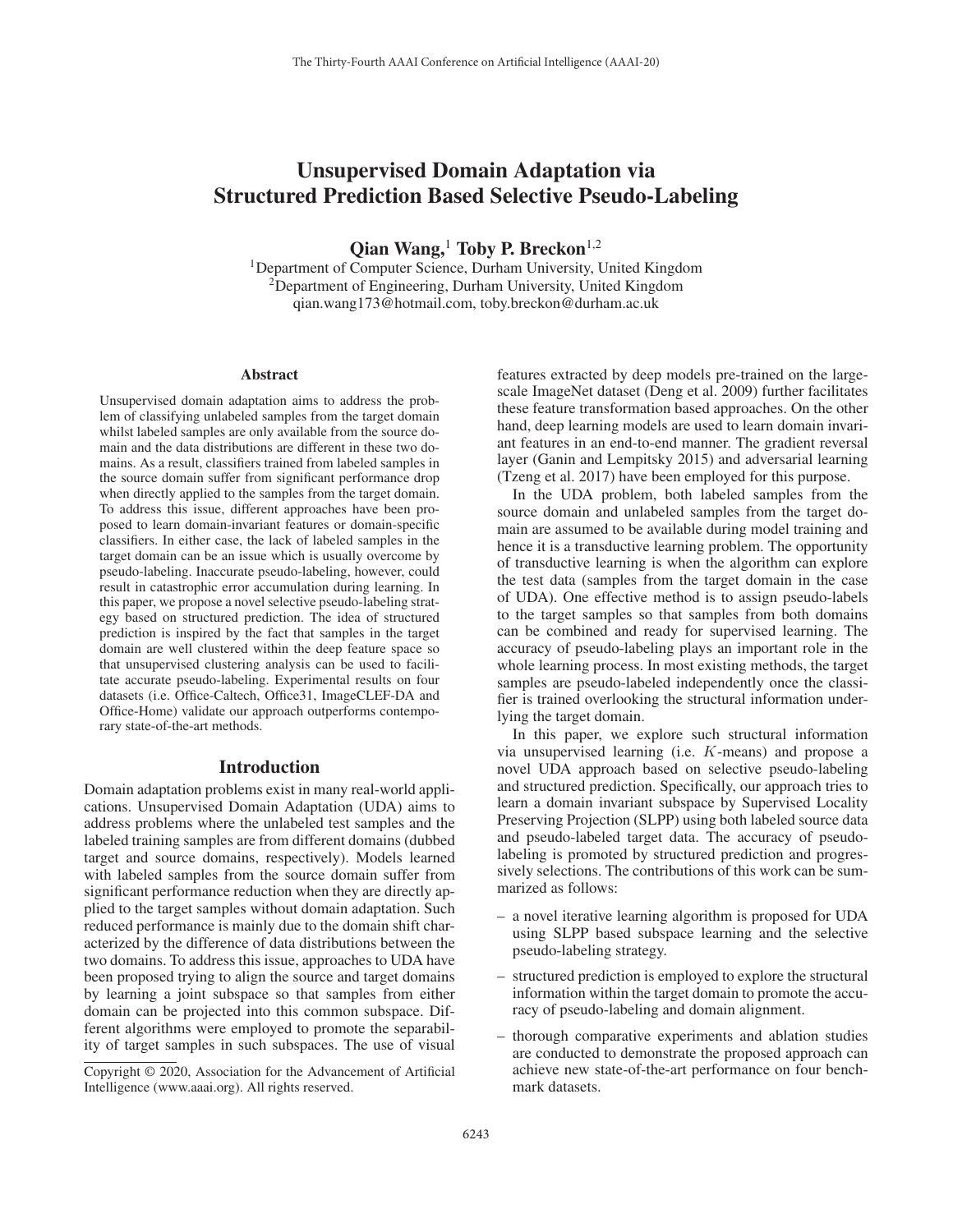# Unsupervised Domain Adaptation via Structured Prediction Based Selective Pseudo-Labeling

**Qian Wang,[1] Toby P. Breckon[1,2]**

[1]Department of Computer Science, Durham University, United Kingdom
[2]Department of Engineering, Durham University, United Kingdom
qian.wang173@hotmail.com, toby.breckon@durham.ac.uk

## Abstract

Unsupervised domain adaptation aims to address the problem of classifying unlabeled samples from the target domain whilst labeled samples are only available from the source domain and the data distributions are different in these two domains. As a result, classifiers trained from labeled samples in the source domain suffer from significant performance drop when directly applied to the samples from the target domain. To address this issue, different approaches have been proposed to learn domain-invariant features or domain-specific classifiers. In either case, the lack of labeled samples in the target domain can be an issue which is usually overcome by pseudo-labeling. Inaccurate pseudo-labeling, however, could result in catastrophic error accumulation during learning. In this paper, we propose a novel selective pseudo-labeling strategy based on structured prediction. The idea of structured prediction is inspired by the fact that samples in the target domain are well clustered within the deep feature space so that unsupervised clustering analysis can be used to facilitate accurate pseudo-labeling. Experimental results on four datasets (i.e. Office-Caltech, Office31, ImageCLEF-DA and Office-Home) validate our approach outperforms contemporary state-of-the-art methods.

## Introduction

Domain adaptation problems exist in many real-world applications. Unsupervised Domain Adaptation (UDA) aims to address problems where the unlabeled test samples and the labeled training samples are from different domains (dubbed target and source domains, respectively). Models learned with labeled samples from the source domain suffer from significant performance reduction when they are directly applied to the target samples without domain adaptation. Such reduced performance is mainly due to the domain shift characterized by the difference of data distributions between the two domains. To address this issue, approaches to UDA have been proposed trying to align the source and target domains by learning a joint subspace so that samples from either domain can be projected into this common subspace. Different algorithms were employed to promote the separability of target samples in such subspaces. The use of visual features extracted by deep models pre-trained on the large-scale ImageNet dataset (Deng et al. 2009) further facilitates these feature transformation based approaches. On the other hand, deep learning models are used to learn domain invariant features in an end-to-end manner. The gradient reversal layer (Ganin and Lempitsky 2015) and adversarial learning (Tzeng et al. 2017) have been employed for this purpose.

In the UDA problem, both labeled samples from the source domain and unlabeled samples from the target domain are assumed to be available during model training and hence it is a transductive learning problem. The opportunity of transductive learning is when the algorithm can explore the test data (samples from the target domain in the case of UDA). One effective method is to assign pseudo-labels to the target samples so that samples from both domains can be combined and ready for supervised learning. The accuracy of pseudo-labeling plays an important role in the whole learning process. In most existing methods, the target samples are pseudo-labeled independently once the classifier is trained overlooking the structural information underlying the target domain.

In this paper, we explore such structural information via unsupervised learning (i.e. $K$-means) and propose a novel UDA approach based on selective pseudo-labeling and structured prediction. Specifically, our approach tries to learn a domain invariant subspace by Supervised Locality Preserving Projection (SLPP) using both labeled source data and pseudo-labeled target data. The accuracy of pseudo-labeling is promoted by structured prediction and progressively selections. The contributions of this work can be summarized as follows:

- a novel iterative learning algorithm is proposed for UDA using SLPP based subspace learning and the selective pseudo-labeling strategy.
- structured prediction is employed to explore the structural information within the target domain to promote the accuracy of pseudo-labeling and domain alignment.
- thorough comparative experiments and ablation studies are conducted to demonstrate the proposed approach can achieve new state-of-the-art performance on four benchmark datasets.

Copyright © 2020, Association for the Advancement of Artificial Intelligence (www.aaai.org). All rights reserved.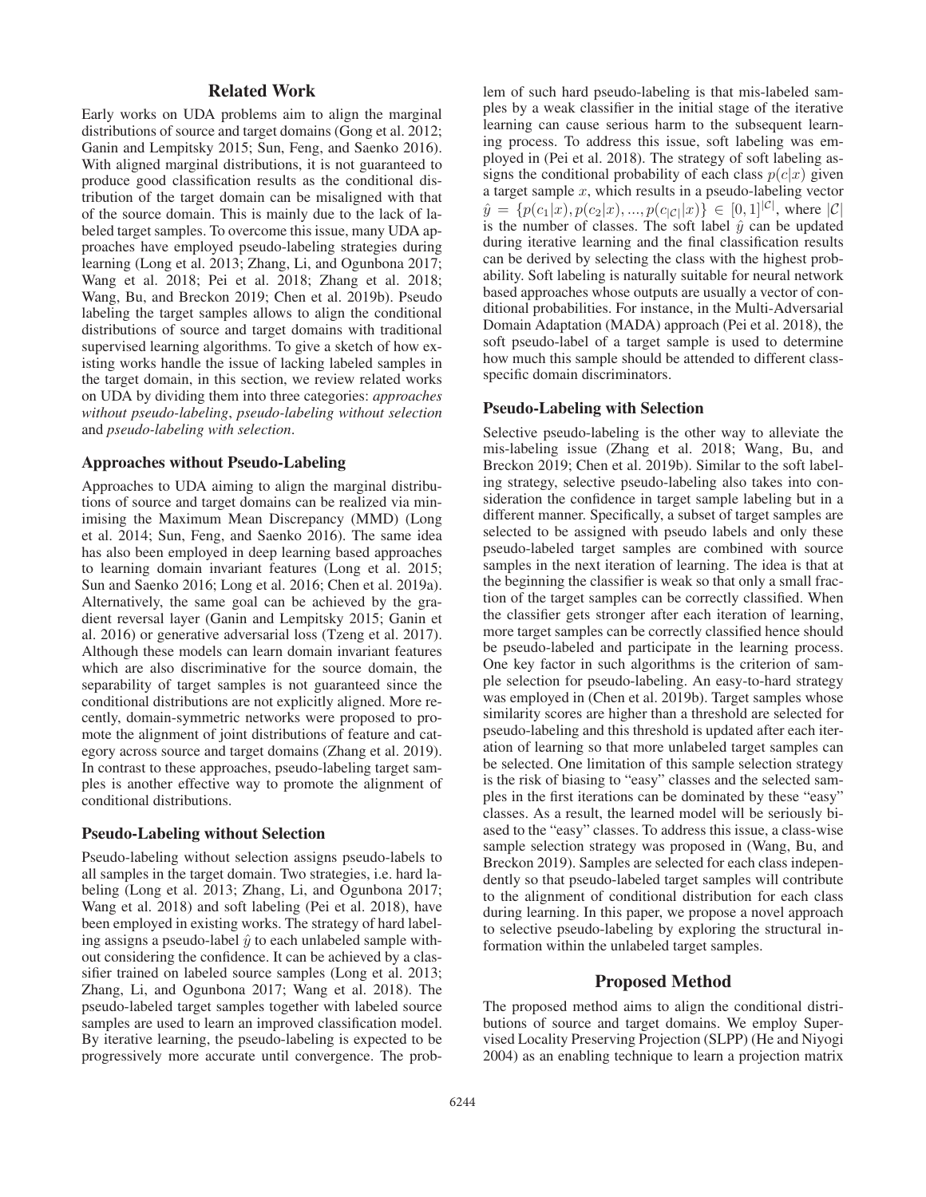## Related Work

Early works on UDA problems aim to align the marginal distributions of source and target domains (Gong et al. 2012; Ganin and Lempitsky 2015; Sun, Feng, and Saenko 2016). With aligned marginal distributions, it is not guaranteed to produce good classification results as the conditional distribution of the target domain can be misaligned with that of the source domain. This is mainly due to the lack of labeled target samples. To overcome this issue, many UDA approaches have employed pseudo-labeling strategies during learning (Long et al. 2013; Zhang, Li, and Ogunbona 2017; Wang et al. 2018; Pei et al. 2018; Zhang et al. 2018; Wang, Bu, and Breckon 2019; Chen et al. 2019b). Pseudo labeling the target samples allows to align the conditional distributions of source and target domains with traditional supervised learning algorithms. To give a sketch of how existing works handle the issue of lacking labeled samples in the target domain, in this section, we review related works on UDA by dividing them into three categories: *approaches without pseudo-labeling*, *pseudo-labeling without selection* and *pseudo-labeling with selection*.

### Approaches without Pseudo-Labeling

Approaches to UDA aiming to align the marginal distributions of source and target domains can be realized via minimising the Maximum Mean Discrepancy (MMD) (Long et al. 2014; Sun, Feng, and Saenko 2016). The same idea has also been employed in deep learning based approaches to learning domain invariant features (Long et al. 2015; Sun and Saenko 2016; Long et al. 2016; Chen et al. 2019a). Alternatively, the same goal can be achieved by the gradient reversal layer (Ganin and Lempitsky 2015; Ganin et al. 2016) or generative adversarial loss (Tzeng et al. 2017). Although these models can learn domain invariant features which are also discriminative for the source domain, the separability of target samples is not guaranteed since the conditional distributions are not explicitly aligned. More recently, domain-symmetric networks were proposed to promote the alignment of joint distributions of feature and category across source and target domains (Zhang et al. 2019). In contrast to these approaches, pseudo-labeling target samples is another effective way to promote the alignment of conditional distributions.

### Pseudo-Labeling without Selection

Pseudo-labeling without selection assigns pseudo-labels to all samples in the target domain. Two strategies, i.e. hard labeling (Long et al. 2013; Zhang, Li, and Ogunbona 2017; Wang et al. 2018) and soft labeling (Pei et al. 2018), have been employed in existing works. The strategy of hard labeling assigns a pseudo-label $\hat{y}$ to each unlabeled sample without considering the confidence. It can be achieved by a classifier trained on labeled source samples (Long et al. 2013; Zhang, Li, and Ogunbona 2017; Wang et al. 2018). The pseudo-labeled target samples together with labeled source samples are used to learn an improved classification model. By iterative learning, the pseudo-labeling is expected to be progressively more accurate until convergence. The problem of such hard pseudo-labeling is that mis-labeled samples by a weak classifier in the initial stage of the iterative learning can cause serious harm to the subsequent learning process. To address this issue, soft labeling was employed in (Pei et al. 2018). The strategy of soft labeling assigns the conditional probability of each class $p(c|x)$ given a target sample $x$, which results in a pseudo-labeling vector $\hat{y} = \{p(c_1|x), p(c_2|x), ..., p(c_{|\mathcal{C}|}|x)\} \in [0,1]^{|\mathcal{C}|}$, where $|\mathcal{C}|$ is the number of classes. The soft label $\hat{y}$ can be updated during iterative learning and the final classification results can be derived by selecting the class with the highest probability. Soft labeling is naturally suitable for neural network based approaches whose outputs are usually a vector of conditional probabilities. For instance, in the Multi-Adversarial Domain Adaptation (MADA) approach (Pei et al. 2018), the soft pseudo-label of a target sample is used to determine how much this sample should be attended to different class-specific domain discriminators.

### Pseudo-Labeling with Selection

Selective pseudo-labeling is the other way to alleviate the mis-labeling issue (Zhang et al. 2018; Wang, Bu, and Breckon 2019; Chen et al. 2019b). Similar to the soft labeling strategy, selective pseudo-labeling also takes into consideration the confidence in target sample labeling but in a different manner. Specifically, a subset of target samples are selected to be assigned with pseudo labels and only these pseudo-labeled target samples are combined with source samples in the next iteration of learning. The idea is that at the beginning the classifier is weak so that only a small fraction of the target samples can be correctly classified. When the classifier gets stronger after each iteration of learning, more target samples can be correctly classified hence should be pseudo-labeled and participate in the learning process. One key factor in such algorithms is the criterion of sample selection for pseudo-labeling. An easy-to-hard strategy was employed in (Chen et al. 2019b). Target samples whose similarity scores are higher than a threshold are selected for pseudo-labeling and this threshold is updated after each iteration of learning so that more unlabeled target samples can be selected. One limitation of this sample selection strategy is the risk of biasing to "easy" classes and the selected samples in the first iterations can be dominated by these "easy" classes. As a result, the learned model will be seriously biased to the "easy" classes. To address this issue, a class-wise sample selection strategy was proposed in (Wang, Bu, and Breckon 2019). Samples are selected for each class independently so that pseudo-labeled target samples will contribute to the alignment of conditional distribution for each class during learning. In this paper, we propose a novel approach to selective pseudo-labeling by exploring the structural information within the unlabeled target samples.

## Proposed Method

The proposed method aims to align the conditional distributions of source and target domains. We employ Supervised Locality Preserving Projection (SLPP) (He and Niyogi 2004) as an enabling technique to learn a projection matrix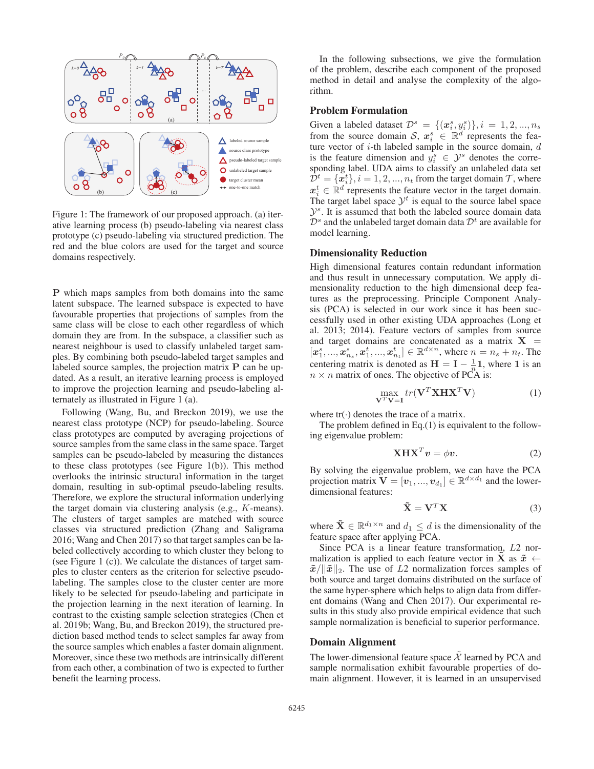Figure 1: The framework of our proposed approach. (a) iterative learning process (b) pseudo-labeling via nearest class prototype (c) pseudo-labeling via structured prediction. The red and the blue colors are used for the target and source domains respectively.

$\mathbf{P}$ which maps samples from both domains into the same latent subspace. The learned subspace is expected to have favourable properties that projections of samples from the same class will be close to each other regardless of which domain they are from. In the subspace, a classifier such as nearest neighbour is used to classify unlabeled target samples. By combining both pseudo-labeled target samples and labeled source samples, the projection matrix $\mathbf{P}$ can be updated. As a result, an iterative learning process is employed to improve the projection learning and pseudo-labeling alternately as illustrated in Figure 1 (a).

Following (Wang, Bu, and Breckon 2019), we use the nearest class prototype (NCP) for pseudo-labeling. Source class prototypes are computed by averaging projections of source samples from the same class in the same space. Target samples can be pseudo-labeled by measuring the distances to these class prototypes (see Figure 1(b)). This method overlooks the intrinsic structural information in the target domain, resulting in sub-optimal pseudo-labeling results. Therefore, we explore the structural information underlying the target domain via clustering analysis (e.g., $K$-means). The clusters of target samples are matched with source classes via structured prediction (Zhang and Saligrama 2016; Wang and Chen 2017) so that target samples can be labeled collectively according to which cluster they belong to (see Figure 1 (c)). We calculate the distances of target samples to cluster centers as the criterion for selective pseudo-labeling. The samples close to the cluster center are more likely to be selected for pseudo-labeling and participate in the projection learning in the next iteration of learning. In contrast to the existing sample selection strategies (Chen et al. 2019b; Wang, Bu, and Breckon 2019), the structured prediction based method tends to select samples far away from the source samples which enables a faster domain alignment. Moreover, since these two methods are intrinsically different from each other, a combination of two is expected to further benefit the learning process.

In the following subsections, we give the formulation of the problem, describe each component of the proposed method in detail and analyse the complexity of the algorithm.

## Problem Formulation

Given a labeled dataset $\mathcal{D}^s = \{(\boldsymbol{x}_i^s, y_i^s)\}, i = 1, 2, ..., n_s$ from the source domain $\mathcal{S}$, $\boldsymbol{x}_i^s \in \mathbb{R}^d$ represents the feature vector of $i$-th labeled sample in the source domain, $d$ is the feature dimension and $y_i^s \in \mathcal{Y}^s$ denotes the corresponding label. UDA aims to classify an unlabeled data set $\mathcal{D}^t = \{\boldsymbol{x}_i^t\}, i = 1, 2, ..., n_t$ from the target domain $\mathcal{T}$, where $\boldsymbol{x}_i^t \in \mathbb{R}^d$ represents the feature vector in the target domain. The target label space $\mathcal{Y}^t$ is equal to the source label space $\mathcal{Y}^s$. It is assumed that both the labeled source domain data $\mathcal{D}^s$ and the unlabeled target domain data $\mathcal{D}^t$ are available for model learning.

## Dimensionality Reduction

High dimensional features contain redundant information and thus result in unnecessary computation. We apply dimensionality reduction to the high dimensional deep features as the preprocessing. Principle Component Analysis (PCA) is selected in our work since it has been successfully used in other existing UDA approaches (Long et al. 2013; 2014). Feature vectors of samples from source and target domains are concatenated as a matrix $\mathbf{X} = [\boldsymbol{x}_1^s, ..., \boldsymbol{x}_{n_s}^s, \boldsymbol{x}_1^t, ..., \boldsymbol{x}_{n_t}^t] \in \mathbb{R}^{d \times n}$, where $n = n_s + n_t$. The centering matrix is denoted as $\mathbf{H} = \mathbf{I} - \frac{1}{n}\mathbf{1}$, where $\mathbf{1}$ is an $n \times n$ matrix of ones. The objective of PCA is:

$$\max_{\mathbf{V}^T\mathbf{V}=\mathbf{I}} tr(\mathbf{V}^T\mathbf{X}\mathbf{H}\mathbf{X}^T\mathbf{V}) \tag{1}$$

where tr(·) denotes the trace of a matrix.

The problem defined in Eq.(1) is equivalent to the following eigenvalue problem:

$$\mathbf{X}\mathbf{H}\mathbf{X}^T\boldsymbol{v} = \phi\boldsymbol{v}. \tag{2}$$

By solving the eigenvalue problem, we can have the PCA projection matrix $\mathbf{V} = [\boldsymbol{v}_1, ..., \boldsymbol{v}_{d_1}] \in \mathbb{R}^{d \times d_1}$ and the lower-dimensional features:

$$\tilde{\mathbf{X}} = \mathbf{V}^T\mathbf{X} \tag{3}$$

where $\tilde{\mathbf{X}} \in \mathbb{R}^{d_1 \times n}$ and $d_1 \leq d$ is the dimensionality of the feature space after applying PCA.

Since PCA is a linear feature transformation, $L2$ normalization is applied to each feature vector in $\tilde{\mathbf{X}}$ as $\tilde{\boldsymbol{x}} \leftarrow \tilde{\boldsymbol{x}}/||\tilde{\boldsymbol{x}}||_2$. The use of $L2$ normalization forces samples of both source and target domains distributed on the surface of the same hyper-sphere which helps to align data from different domains (Wang and Chen 2017). Our experimental results in this study also provide empirical evidence that such sample normalization is beneficial to superior performance.

## Domain Alignment

The lower-dimensional feature space $\tilde{\mathcal{X}}$ learned by PCA and sample normalisation exhibit favourable properties of domain alignment. However, it is learned in an unsupervised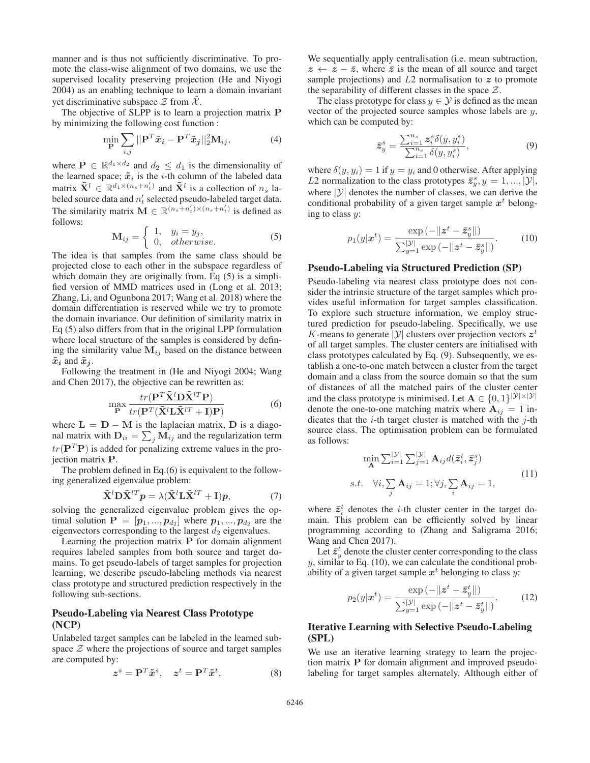manner and is thus not sufficiently discriminative. To promote the class-wise alignment of two domains, we use the supervised locality preserving projection (He and Niyogi 2004) as an enabling technique to learn a domain invariant yet discriminative subspace $\mathcal{Z}$ from $\tilde{\mathcal{X}}$.

The objective of SLPP is to learn a projection matrix $\mathbf{P}$ by minimizing the following cost function :

$$\min_{\mathbf{P}} \sum_{i,j} ||\mathbf{P}^T \tilde{\boldsymbol{x}}_i - \mathbf{P}^T \tilde{\boldsymbol{x}}_j||_2^2 \mathbf{M}_{ij}, \tag{4}$$

where $\mathbf{P} \in \mathbb{R}^{d_1 \times d_2}$ and $d_2 \leq d_1$ is the dimensionality of the learned space; $\tilde{\boldsymbol{x}}_i$ is the $i$-th column of the labeled data matrix $\tilde{\mathbf{X}}^l \in \mathbb{R}^{d_1 \times (n_s + n_t')}$ and $\tilde{\mathbf{X}}^l$ is a collection of $n_s$ labeled source data and $n_t'$ selected pseudo-labeled target data. The similarity matrix $\mathbf{M} \in \mathbb{R}^{(n_s+n_t') \times (n_s+n_t')}$ is defined as follows:

$$\mathbf{M}_{ij} = \begin{cases} 1, & y_i = y_j, \\ 0, & otherwise. \end{cases} \tag{5}$$

The idea is that samples from the same class should be projected close to each other in the subspace regardless of which domain they are originally from. Eq (5) is a simplified version of MMD matrices used in (Long et al. 2013; Zhang, Li, and Ogunbona 2017; Wang et al. 2018) where the domain differentiation is reserved while we try to promote the domain invariance. Our definition of similarity matrix in Eq (5) also differs from that in the original LPP formulation where local structure of the samples is considered by defining the similarity value $\mathbf{M}_{ij}$ based on the distance between $\tilde{\boldsymbol{x}}_i$ and $\tilde{\boldsymbol{x}}_j$.

Following the treatment in (He and Niyogi 2004; Wang and Chen 2017), the objective can be rewritten as:

$$\max_{\mathbf{P}} \frac{tr(\mathbf{P}^T \tilde{\mathbf{X}}^l \mathbf{D} \tilde{\mathbf{X}}^{lT} \mathbf{P})}{tr(\mathbf{P}^T (\tilde{\mathbf{X}}^l \mathbf{L} \tilde{\mathbf{X}}^{lT} + \mathbf{I}) \mathbf{P})} \tag{6}$$

where $\mathbf{L} = \mathbf{D} - \mathbf{M}$ is the laplacian matrix, $\mathbf{D}$ is a diagonal matrix with $\mathbf{D}_{ii} = \sum_j \mathbf{M}_{ij}$ and the regularization term $tr(\mathbf{P}^T \mathbf{P})$ is added for penalizing extreme values in the projection matrix $\mathbf{P}$.

The problem defined in Eq.(6) is equivalent to the following generalized eigenvalue problem:

$$\tilde{\mathbf{X}}^l \mathbf{D} \tilde{\mathbf{X}}^{lT} \boldsymbol{p} = \lambda (\tilde{\mathbf{X}}^l \mathbf{L} \tilde{\mathbf{X}}^{lT} + \mathbf{I}) \boldsymbol{p}, \tag{7}$$

solving the generalized eigenvalue problem gives the optimal solution $\mathbf{P} = [\boldsymbol{p}_1, ..., \boldsymbol{p}_{d_2}]$ where $\boldsymbol{p}_1, ..., \boldsymbol{p}_{d_2}$ are the eigenvectors corresponding to the largest $d_2$ eigenvalues.

Learning the projection matrix $\mathbf{P}$ for domain alignment requires labeled samples from both source and target domains. To get pseudo-labels of target samples for projection learning, we describe pseudo-labeling methods via nearest class prototype and structured prediction respectively in the following sub-sections.

## Pseudo-Labeling via Nearest Class Prototype (NCP)

Unlabeled target samples can be labeled in the learned subspace $\mathcal{Z}$ where the projections of source and target samples are computed by:

$$\boldsymbol{z}^s = \mathbf{P}^T \tilde{\boldsymbol{x}}^s, \quad \boldsymbol{z}^t = \mathbf{P}^T \tilde{\boldsymbol{x}}^t. \tag{8}$$

We sequentially apply centralisation (i.e. mean subtraction, $\boldsymbol{z} \leftarrow \boldsymbol{z} - \bar{\boldsymbol{z}}$, where $\bar{\boldsymbol{z}}$ is the mean of all source and target sample projections) and $L2$ normalisation to $\boldsymbol{z}$ to promote the separability of different classes in the space $\mathcal{Z}$.

The class prototype for class $y \in \mathcal{Y}$ is defined as the mean vector of the projected source samples whose labels are $y$, which can be computed by:

$$\bar{\boldsymbol{z}}_y^s = \frac{\sum_{i=1}^{n_s} \boldsymbol{z}_i^s \delta(y, y_i^s)}{\sum_{i=1}^{n_s} \delta(y, y_i^s)}, \tag{9}$$

where $\delta(y, y_i) = 1$ if $y = y_i$ and 0 otherwise. After applying $L2$ normalization to the class prototypes $\bar{\boldsymbol{z}}_y^s, y = 1, ..., |\mathcal{Y}|$, where $|\mathcal{Y}|$ denotes the number of classes, we can derive the conditional probability of a given target sample $\boldsymbol{x}^t$ belonging to class $y$:

$$p_1(y|\boldsymbol{x}^t) = \frac{\exp\left(-||\boldsymbol{z}^t - \bar{\boldsymbol{z}}_y^s||\right)}{\sum_{y=1}^{|\mathcal{Y}|} \exp\left(-||\boldsymbol{z}^t - \bar{\boldsymbol{z}}_y^s||\right)}. \tag{10}$$

## Pseudo-Labeling via Structured Prediction (SP)

Pseudo-labeling via nearest class prototype does not consider the intrinsic structure of the target samples which provides useful information for target samples classification. To explore such structure information, we employ structured prediction for pseudo-labeling. Specifically, we use $K$-means to generate $|\mathcal{Y}|$ clusters over projection vectors $\boldsymbol{z}^t$ of all target samples. The cluster centers are initialised with class prototypes calculated by Eq. (9). Subsequently, we establish a one-to-one match between a cluster from the target domain and a class from the source domain so that the sum of distances of all the matched pairs of the cluster center and the class prototype is minimised. Let $\mathbf{A} \in \{0, 1\}^{|\mathcal{Y}| \times |\mathcal{Y}|}$ denote the one-to-one matching matrix where $\mathbf{A}_{ij} = 1$ indicates that the $i$-th target cluster is matched with the $j$-th source class. The optimisation problem can be formulated as follows:

$$\begin{aligned} &\min_{\mathbf{A}} \textstyle\sum_{i=1}^{|\mathcal{Y}|} \sum_{j=1}^{|\mathcal{Y}|} \mathbf{A}_{ij} d(\bar{\boldsymbol{z}}_i^t, \bar{\boldsymbol{z}}_j^s) \\ &s.t. \quad \forall i, \sum_j \mathbf{A}_{ij} = 1; \forall j, \sum_i \mathbf{A}_{ij} = 1, \end{aligned} \tag{11}$$

where $\bar{\boldsymbol{z}}_i^t$ denotes the $i$-th cluster center in the target domain. This problem can be efficiently solved by linear programming according to (Zhang and Saligrama 2016; Wang and Chen 2017).

Let $\bar{\boldsymbol{z}}_y^t$ denote the cluster center corresponding to the class $y$, similar to Eq. (10), we can calculate the conditional probability of a given target sample $\boldsymbol{x}^t$ belonging to class $y$:

$$p_2(y|\boldsymbol{x}^t) = \frac{\exp\left(-||\boldsymbol{z}^t - \bar{\boldsymbol{z}}_y^t||\right)}{\sum_{y=1}^{|\mathcal{Y}|} \exp\left(-||\boldsymbol{z}^t - \bar{\boldsymbol{z}}_y^t||\right)}. \tag{12}$$

## Iterative Learning with Selective Pseudo-Labeling (SPL)

We use an iterative learning strategy to learn the projection matrix $\mathbf{P}$ for domain alignment and improved pseudo-labeling for target samples alternately. Although either of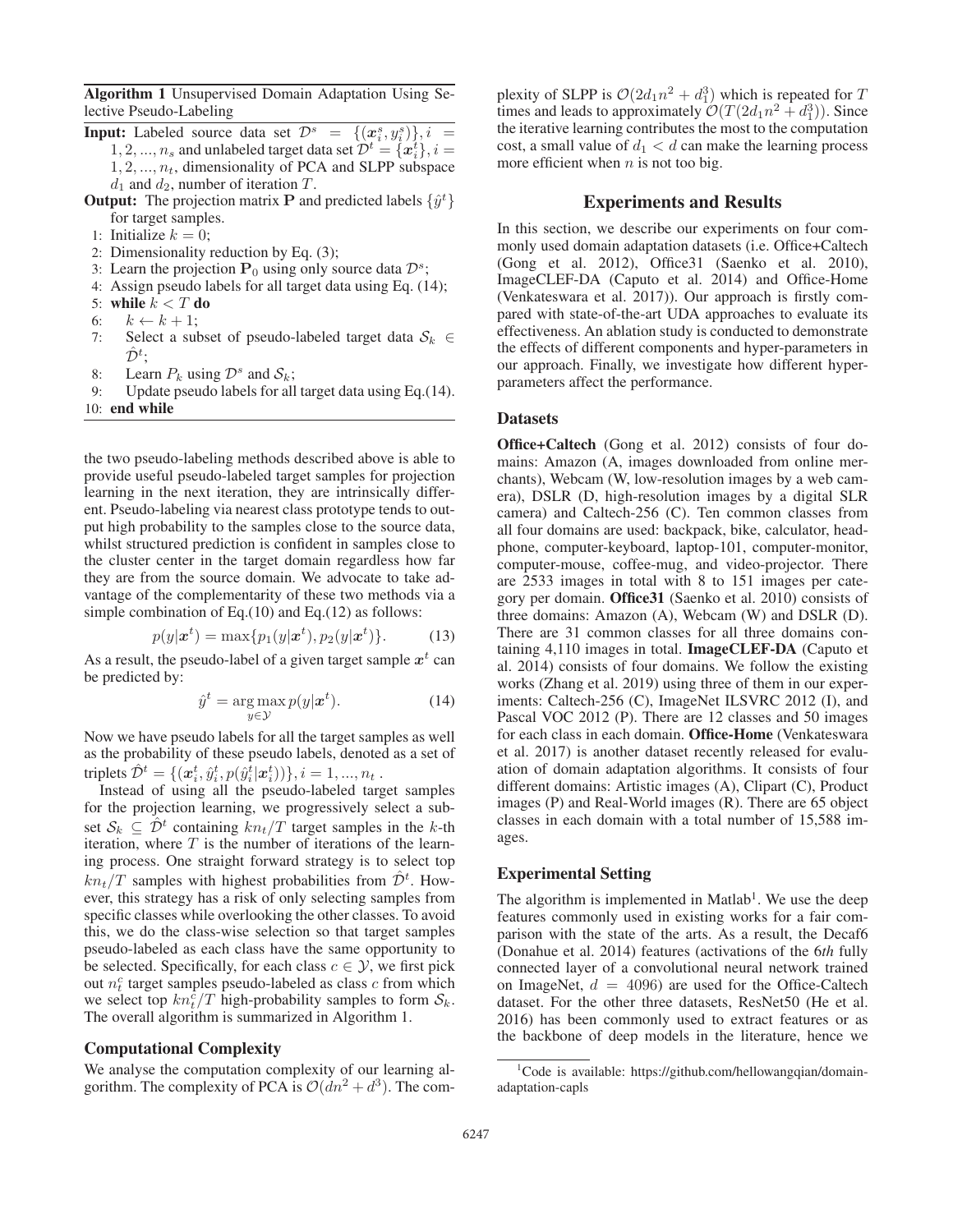**Algorithm 1** Unsupervised Domain Adaptation Using Selective Pseudo-Labeling

**Input:** Labeled source data set $\mathcal{D}^s = \{(\boldsymbol{x}_i^s, y_i^s)\}, i = 1, 2, ..., n_s$ and unlabeled target data set $\mathcal{D}^t = \{\boldsymbol{x}_i^t\}, i = 1, 2, ..., n_t$, dimensionality of PCA and SLPP subspace $d_1$ and $d_2$, number of iteration $T$.

**Output:** The projection matrix $\mathbf{P}$ and predicted labels $\{\hat{y}^t\}$ for target samples.

1: Initialize $k = 0$;
2: Dimensionality reduction by Eq. (3);
3: Learn the projection $\mathbf{P}_0$ using only source data $\mathcal{D}^s$;
4: Assign pseudo labels for all target data using Eq. (14);
5: **while** $k < T$ **do**
6: $\quad k \leftarrow k + 1$;
7: $\quad$ Select a subset of pseudo-labeled target data $\mathcal{S}_k \in \hat{\mathcal{D}}^t$;
8: $\quad$ Learn $P_k$ using $\mathcal{D}^s$ and $\mathcal{S}_k$;
9: $\quad$ Update pseudo labels for all target data using Eq.(14).
10: **end while**

the two pseudo-labeling methods described above is able to provide useful pseudo-labeled target samples for projection learning in the next iteration, they are intrinsically different. Pseudo-labeling via nearest class prototype tends to output high probability to the samples close to the source data, whilst structured prediction is confident in samples close to the cluster center in the target domain regardless how far they are from the source domain. We advocate to take advantage of the complementarity of these two methods via a simple combination of Eq.(10) and Eq.(12) as follows:

$$p(y|\boldsymbol{x}^t) = \max\{p_1(y|\boldsymbol{x}^t), p_2(y|\boldsymbol{x}^t)\}. \tag{13}$$

As a result, the pseudo-label of a given target sample $\boldsymbol{x}^t$ can be predicted by:

$$\hat{y}^t = \arg\max_{y \in \mathcal{Y}} p(y|\boldsymbol{x}^t). \tag{14}$$

Now we have pseudo labels for all the target samples as well as the probability of these pseudo labels, denoted as a set of triplets $\hat{\mathcal{D}}^t = \{(\boldsymbol{x}_i^t, \hat{y}_i^t, p(\hat{y}_i^t|\boldsymbol{x}_i^t))\}, i = 1, ..., n_t$ .

Instead of using all the pseudo-labeled target samples for the projection learning, we progressively select a subset $\mathcal{S}_k \subseteq \hat{\mathcal{D}}^t$ containing $kn_t/T$ target samples in the $k$-th iteration, where $T$ is the number of iterations of the learning process. One straight forward strategy is to select top $kn_t/T$ samples with highest probabilities from $\hat{\mathcal{D}}^t$. However, this strategy has a risk of only selecting samples from specific classes while overlooking the other classes. To avoid this, we do the class-wise selection so that target samples pseudo-labeled as each class have the same opportunity to be selected. Specifically, for each class $c \in \mathcal{Y}$, we first pick out $n_t^c$ target samples pseudo-labeled as class $c$ from which we select top $kn_t^c/T$ high-probability samples to form $\mathcal{S}_k$. The overall algorithm is summarized in Algorithm 1.

## Computational Complexity

We analyse the computation complexity of our learning algorithm. The complexity of PCA is $\mathcal{O}(dn^2 + d^3)$. The complexity of SLPP is $\mathcal{O}(2d_1n^2 + d_1^3)$ which is repeated for $T$ times and leads to approximately $\mathcal{O}(T(2d_1n^2 + d_1^3))$. Since the iterative learning contributes the most to the computation cost, a small value of $d_1 < d$ can make the learning process more efficient when $n$ is not too big.

# Experiments and Results

In this section, we describe our experiments on four commonly used domain adaptation datasets (i.e. Office+Caltech (Gong et al. 2012), Office31 (Saenko et al. 2010), ImageCLEF-DA (Caputo et al. 2014) and Office-Home (Venkateswara et al. 2017)). Our approach is firstly compared with state-of-the-art UDA approaches to evaluate its effectiveness. An ablation study is conducted to demonstrate the effects of different components and hyper-parameters in our approach. Finally, we investigate how different hyper-parameters affect the performance.

## Datasets

**Office+Caltech** (Gong et al. 2012) consists of four domains: Amazon (A, images downloaded from online merchants), Webcam (W, low-resolution images by a web camera), DSLR (D, high-resolution images by a digital SLR camera) and Caltech-256 (C). Ten common classes from all four domains are used: backpack, bike, calculator, headphone, computer-keyboard, laptop-101, computer-monitor, computer-mouse, coffee-mug, and video-projector. There are 2533 images in total with 8 to 151 images per category per domain. **Office31** (Saenko et al. 2010) consists of three domains: Amazon (A), Webcam (W) and DSLR (D). There are 31 common classes for all three domains containing 4,110 images in total. **ImageCLEF-DA** (Caputo et al. 2014) consists of four domains. We follow the existing works (Zhang et al. 2019) using three of them in our experiments: Caltech-256 (C), ImageNet ILSVRC 2012 (I), and Pascal VOC 2012 (P). There are 12 classes and 50 images for each class in each domain. **Office-Home** (Venkateswara et al. 2017) is another dataset recently released for evaluation of domain adaptation algorithms. It consists of four different domains: Artistic images (A), Clipart (C), Product images (P) and Real-World images (R). There are 65 object classes in each domain with a total number of 15,588 images.

## Experimental Setting

The algorithm is implemented in Matlab[1]. We use the deep features commonly used in existing works for a fair comparison with the state of the arts. As a result, the Decaf6 (Donahue et al. 2014) features (activations of the 6*th* fully connected layer of a convolutional neural network trained on ImageNet, $d = 4096$) are used for the Office-Caltech dataset. For the other three datasets, ResNet50 (He et al. 2016) has been commonly used to extract features or as the backbone of deep models in the literature, hence we

[1] Code is available: https://github.com/hellowangqian/domain-adaptation-capls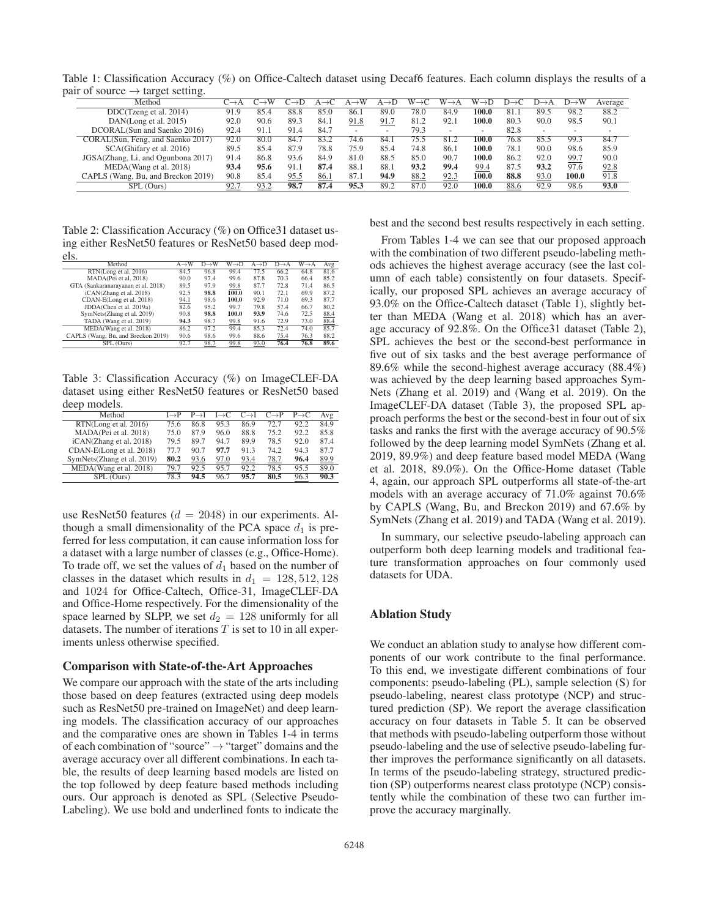Table 1: Classification Accuracy (%) on Office-Caltech dataset using Decaf6 features. Each column displays the results of a pair of source → target setting.

| Method | C→A | C→W | C→D | A→C | A→W | A→D | W→C | W→A | W→D | D→C | D→A | D→W | Average |
|---|---|---|---|---|---|---|---|---|---|---|---|---|---|
| DDC(Tzeng et al. 2014) | 91.9 | 85.4 | 88.8 | 85.0 | 86.1 | 89.0 | 78.0 | 84.9 | **100.0** | 81.1 | 89.5 | 98.2 | 88.2 |
| DAN(Long et al. 2015) | 92.0 | 90.6 | 89.3 | 84.1 | <u>91.8</u> | <u>91.7</u> | 81.2 | 92.1 | **100.0** | 80.3 | 90.0 | 98.5 | 90.1 |
| DCORAL(Sun and Saenko 2016) | 92.4 | 91.1 | 91.4 | 84.7 | - | - | 79.3 | - | - | 82.8 | - | - | - |
| CORAL(Sun, Feng, and Saenko 2017) | 92.0 | 80.0 | 84.7 | 83.2 | 74.6 | 84.1 | 75.5 | 81.2 | **100.0** | 76.8 | 85.5 | 99.3 | 84.7 |
| SCA(Ghifary et al. 2016) | 89.5 | 85.4 | 87.9 | 78.8 | 75.9 | 85.4 | 74.8 | 86.1 | **100.0** | 78.1 | 90.0 | 98.6 | 85.9 |
| JGSA(Zhang, Li, and Ogunbona 2017) | 91.4 | 86.8 | 93.6 | 84.9 | 81.0 | 88.5 | 85.0 | 90.7 | **100.0** | 86.2 | 92.0 | <u>99.7</u> | 90.0 |
| MEDA(Wang et al. 2018) | **93.4** | **95.6** | 91.1 | **87.4** | 88.1 | 88.1 | **93.2** | **99.4** | <u>99.4</u> | 87.5 | **93.2** | 97.6 | <u>92.8</u> |
| CAPLS (Wang, Bu, and Breckon 2019) | 90.8 | 85.4 | <u>95.5</u> | <u>86.1</u> | 87.1 | **94.9** | <u>88.2</u> | <u>92.3</u> | **100.0** | **88.8** | <u>93.0</u> | **100.0** | 91.8 |
| SPL (Ours) | <u>92.7</u> | <u>93.2</u> | **98.7** | **87.4** | **95.3** | 89.2 | 87.0 | 92.0 | **100.0** | <u>88.6</u> | 92.9 | 98.6 | **93.0** |

Table 2: Classification Accuracy (%) on Office31 dataset using either ResNet50 features or ResNet50 based deep models.

| Method | A→W | D→W | W→D | A→D | D→A | W→A | Avg |
|---|---|---|---|---|---|---|---|
| RTN(Long et al. 2016) | 84.5 | 96.8 | 99.4 | 77.5 | 66.2 | 64.8 | 81.6 |
| MADA(Pei et al. 2018) | 90.0 | 97.4 | 99.6 | 87.8 | 70.3 | 66.4 | 85.2 |
| GTA (Sankaranarayanan et al. 2018) | 89.5 | 97.9 | <u>99.8</u> | 87.7 | 72.8 | 71.4 | 86.5 |
| iCAN(Zhang et al. 2018) | 92.5 | **98.8** | **100.0** | 90.1 | 72.1 | 69.9 | 87.2 |
| CDAN-E(Long et al. 2018) | <u>94.1</u> | 98.6 | **100.0** | 92.9 | 71.0 | 69.3 | 87.7 |
| JDDA(Chen et al. 2019a) | 82.6 | 95.2 | 99.7 | 79.8 | 57.4 | 66.7 | 80.2 |
| SymNets(Zhang et al. 2019) | 90.8 | **98.8** | **100.0** | **93.9** | 74.6 | 72.5 | <u>88.4</u> |
| TADA (Wang et al. 2019) | **94.3** | 98.7 | <u>99.8</u> | 91.6 | 72.9 | 73.0 | <u>88.4</u> |
| MEDA(Wang et al. 2018) | 86.2 | 97.2 | 99.4 | 85.3 | 72.4 | 74.0 | 85.7 |
| CAPLS (Wang, Bu, and Breckon 2019) | 90.6 | 98.6 | 99.6 | 88.6 | <u>75.4</u> | <u>76.3</u> | 88.2 |
| SPL (Ours) | 92.7 | <u>98.7</u> | <u>99.8</u> | <u>93.0</u> | **76.4** | **76.8** | **89.6** |

Table 3: Classification Accuracy (%) on ImageCLEF-DA dataset using either ResNet50 features or ResNet50 based deep models.

| Method | I→P | P→I | I→C | C→I | C→P | P→C | Avg |
|---|---|---|---|---|---|---|---|
| RTN(Long et al. 2016) | 75.6 | 86.8 | 95.3 | 86.9 | 72.7 | 92.2 | 84.9 |
| MADA(Pei et al. 2018) | 75.0 | 87.9 | 96.0 | 88.8 | 75.2 | 92.2 | 85.8 |
| iCAN(Zhang et al. 2018) | 79.5 | 89.7 | 94.7 | 89.9 | 78.5 | 92.0 | 87.4 |
| CDAN-E(Long et al. 2018) | 77.7 | 90.7 | **97.7** | 91.3 | 74.2 | 94.3 | 87.7 |
| SymNets(Zhang et al. 2019) | **80.2** | <u>93.6</u> | <u>97.0</u> | <u>93.4</u> | <u>78.7</u> | **96.4** | <u>89.9</u> |
| MEDA(Wang et al. 2018) | <u>79.7</u> | 92.5 | 95.7 | 92.2 | 78.5 | 95.5 | 89.0 |
| SPL (Ours) | 78.3 | **94.5** | 96.7 | **95.7** | **80.5** | <u>96.3</u> | **90.3** |

use ResNet50 features ($d = 2048$) in our experiments. Although a small dimensionality of the PCA space $d_1$ is preferred for less computation, it can cause information loss for a dataset with a large number of classes (e.g., Office-Home). To trade off, we set the values of $d_1$ based on the number of classes in the dataset which results in $d_1 = 128, 512, 128$ and $1024$ for Office-Caltech, Office-31, ImageCLEF-DA and Office-Home respectively. For the dimensionality of the space learned by SLPP, we set $d_2 = 128$ uniformly for all datasets. The number of iterations $T$ is set to 10 in all experiments unless otherwise specified.

### Comparison with State-of-the-Art Approaches

We compare our approach with the state of the arts including those based on deep features (extracted using deep models such as ResNet50 pre-trained on ImageNet) and deep learning models. The classification accuracy of our approaches and the comparative ones are shown in Tables 1-4 in terms of each combination of "source" → "target" domains and the average accuracy over all different combinations. In each table, the results of deep learning based models are listed on the top followed by deep feature based methods including ours. Our approach is denoted as SPL (Selective Pseudo-Labeling). We use bold and underlined fonts to indicate the best and the second best results respectively in each setting.

From Tables 1-4 we can see that our proposed approach with the combination of two different pseudo-labeling methods achieves the highest average accuracy (see the last column of each table) consistently on four datasets. Specifically, our proposed SPL achieves an average accuracy of 93.0% on the Office-Caltech dataset (Table 1), slightly better than MEDA (Wang et al. 2018) which has an average accuracy of 92.8%. On the Office31 dataset (Table 2), SPL achieves the best or the second-best performance in five out of six tasks and the best average performance of 89.6% while the second-highest average accuracy (88.4%) was achieved by the deep learning based approaches SymNets (Zhang et al. 2019) and (Wang et al. 2019). On the ImageCLEF-DA dataset (Table 3), the proposed SPL approach performs the best or the second-best in four out of six tasks and ranks the first with the average accuracy of 90.5% followed by the deep learning model SymNets (Zhang et al. 2019, 89.9%) and deep feature based model MEDA (Wang et al. 2018, 89.0%). On the Office-Home dataset (Table 4), again, our approach SPL outperforms all state-of-the-art models with an average accuracy of 71.0% against 70.6% by CAPLS (Wang, Bu, and Breckon 2019) and 67.6% by SymNets (Zhang et al. 2019) and TADA (Wang et al. 2019).

In summary, our selective pseudo-labeling approach can outperform both deep learning models and traditional feature transformation approaches on four commonly used datasets for UDA.

## Ablation Study

We conduct an ablation study to analyse how different components of our work contribute to the final performance. To this end, we investigate different combinations of four components: pseudo-labeling (PL), sample selection (S) for pseudo-labeling, nearest class prototype (NCP) and structured prediction (SP). We report the average classification accuracy on four datasets in Table 5. It can be observed that methods with pseudo-labeling outperform those without pseudo-labeling and the use of selective pseudo-labeling further improves the performance significantly on all datasets. In terms of the pseudo-labeling strategy, structured prediction (SP) outperforms nearest class prototype (NCP) consistently while the combination of these two can further improve the accuracy marginally.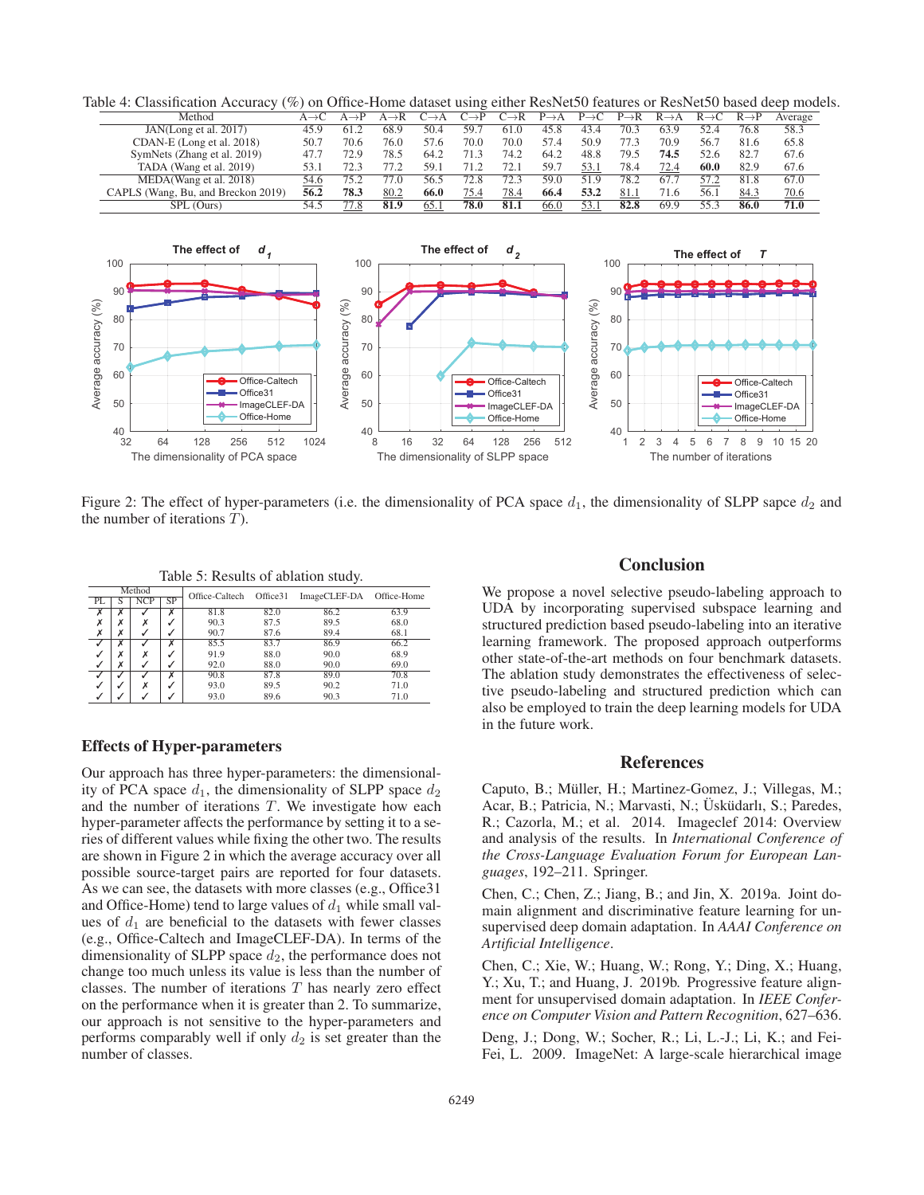Table 4: Classification Accuracy (%) on Office-Home dataset using either ResNet50 features or ResNet50 based deep models.

| Method | A→C | A→P | A→R | C→A | C→P | C→R | P→A | P→C | P→R | R→A | R→C | R→P | Average |
|---|---|---|---|---|---|---|---|---|---|---|---|---|---|
| JAN(Long et al. 2017) | 45.9 | 61.2 | 68.9 | 50.4 | 59.7 | 61.0 | 45.8 | 43.4 | 70.3 | 63.9 | 52.4 | 76.8 | 58.3 |
| CDAN-E (Long et al. 2018) | 50.7 | 70.6 | 76.0 | 57.6 | 70.0 | 70.0 | 57.4 | 50.9 | 77.3 | 70.9 | 56.7 | 81.6 | 65.8 |
| SymNets (Zhang et al. 2019) | 47.7 | 72.9 | 78.5 | 64.2 | 71.3 | 74.2 | 64.2 | 48.8 | 79.5 | **74.5** | 52.6 | 82.7 | 67.6 |
| TADA (Wang et al. 2019) | 53.1 | 72.3 | 77.2 | 59.1 | 71.2 | 72.1 | 59.7 | 53.1 | 78.4 | 72.4 | **60.0** | 82.9 | 67.6 |
| MEDA(Wang et al. 2018) | 54.6 | 75.2 | 77.0 | 56.5 | 72.8 | 72.3 | 59.0 | 51.9 | 78.2 | 67.7 | 57.2 | 81.8 | 67.0 |
| CAPLS (Wang, Bu, and Breckon 2019) | **56.2** | **78.3** | 80.2 | **66.0** | 75.4 | 78.4 | **66.4** | **53.2** | 81.1 | 71.6 | 56.1 | 84.3 | 70.6 |
| SPL (Ours) | 54.5 | 77.8 | **81.9** | 65.1 | **78.0** | **81.1** | 66.0 | 53.1 | **82.8** | 69.9 | 55.3 | **86.0** | **71.0** |

Figure 2: The effect of hyper-parameters (i.e. the dimensionality of PCA space $d_1$, the dimensionality of SLPP sapce $d_2$ and the number of iterations $T$).

Table 5: Results of ablation study.

| PL | S | NCP | SP | Office-Caltech | Office31 | ImageCLEF-DA | Office-Home |
|---|---|---|---|---|---|---|---|
| ✗ | ✗ | ✓ | ✗ | 81.8 | 82.0 | 86.2 | 63.9 |
| ✗ | ✗ | ✗ | ✓ | 90.3 | 87.5 | 89.5 | 68.0 |
| ✗ | ✗ | ✓ | ✓ | 90.7 | 87.6 | 89.4 | 68.1 |
| ✓ | ✗ | ✓ | ✗ | 85.5 | 83.7 | 86.9 | 66.2 |
| ✓ | ✗ | ✗ | ✓ | 91.9 | 88.0 | 90.0 | 68.9 |
| ✓ | ✗ | ✓ | ✓ | 92.0 | 88.0 | 90.0 | 69.0 |
| ✓ | ✓ | ✓ | ✗ | 90.8 | 87.8 | 89.0 | 70.8 |
| ✓ | ✓ | ✗ | ✓ | 93.0 | 89.5 | 90.2 | 71.0 |
| ✓ | ✓ | ✓ | ✓ | 93.0 | 89.6 | 90.3 | 71.0 |

## Effects of Hyper-parameters

Our approach has three hyper-parameters: the dimensionality of PCA space $d_1$, the dimensionality of SLPP space $d_2$ and the number of iterations $T$. We investigate how each hyper-parameter affects the performance by setting it to a series of different values while fixing the other two. The results are shown in Figure 2 in which the average accuracy over all possible source-target pairs are reported for four datasets. As we can see, the datasets with more classes (e.g., Office31 and Office-Home) tend to large values of $d_1$ while small values of $d_1$ are beneficial to the datasets with fewer classes (e.g., Office-Caltech and ImageCLEF-DA). In terms of the dimensionality of SLPP space $d_2$, the performance does not change too much unless its value is less than the number of classes. The number of iterations $T$ has nearly zero effect on the performance when it is greater than 2. To summarize, our approach is not sensitive to the hyper-parameters and performs comparably well if only $d_2$ is set greater than the number of classes.

## Conclusion

We propose a novel selective pseudo-labeling approach to UDA by incorporating supervised subspace learning and structured prediction based pseudo-labeling into an iterative learning framework. The proposed approach outperforms other state-of-the-art methods on four benchmark datasets. The ablation study demonstrates the effectiveness of selective pseudo-labeling and structured prediction which can also be employed to train the deep learning models for UDA in the future work.

## References

Caputo, B.; Müller, H.; Martinez-Gomez, J.; Villegas, M.; Acar, B.; Patricia, N.; Marvasti, N.; Üsküdarlı, S.; Paredes, R.; Cazorla, M.; et al. 2014. Imageclef 2014: Overview and analysis of the results. In *International Conference of the Cross-Language Evaluation Forum for European Languages*, 192–211. Springer.

Chen, C.; Chen, Z.; Jiang, B.; and Jin, X. 2019a. Joint domain alignment and discriminative feature learning for unsupervised deep domain adaptation. In *AAAI Conference on Artificial Intelligence*.

Chen, C.; Xie, W.; Huang, W.; Rong, Y.; Ding, X.; Huang, Y.; Xu, T.; and Huang, J. 2019b. Progressive feature alignment for unsupervised domain adaptation. In *IEEE Conference on Computer Vision and Pattern Recognition*, 627–636.

Deng, J.; Dong, W.; Socher, R.; Li, L.-J.; Li, K.; and Fei-Fei, L. 2009. ImageNet: A large-scale hierarchical image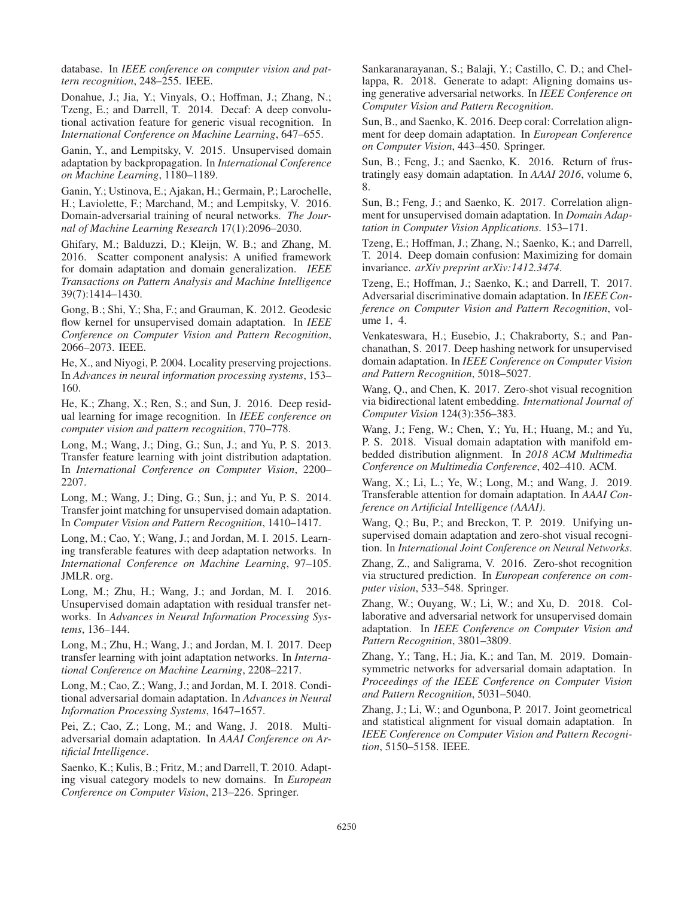database. In *IEEE conference on computer vision and pattern recognition*, 248–255. IEEE.

Donahue, J.; Jia, Y.; Vinyals, O.; Hoffman, J.; Zhang, N.; Tzeng, E.; and Darrell, T. 2014. Decaf: A deep convolutional activation feature for generic visual recognition. In *International Conference on Machine Learning*, 647–655.

Ganin, Y., and Lempitsky, V. 2015. Unsupervised domain adaptation by backpropagation. In *International Conference on Machine Learning*, 1180–1189.

Ganin, Y.; Ustinova, E.; Ajakan, H.; Germain, P.; Larochelle, H.; Laviolette, F.; Marchand, M.; and Lempitsky, V. 2016. Domain-adversarial training of neural networks. *The Journal of Machine Learning Research* 17(1):2096–2030.

Ghifary, M.; Balduzzi, D.; Kleijn, W. B.; and Zhang, M. 2016. Scatter component analysis: A unified framework for domain adaptation and domain generalization. *IEEE Transactions on Pattern Analysis and Machine Intelligence* 39(7):1414–1430.

Gong, B.; Shi, Y.; Sha, F.; and Grauman, K. 2012. Geodesic flow kernel for unsupervised domain adaptation. In *IEEE Conference on Computer Vision and Pattern Recognition*, 2066–2073. IEEE.

He, X., and Niyogi, P. 2004. Locality preserving projections. In *Advances in neural information processing systems*, 153–160.

He, K.; Zhang, X.; Ren, S.; and Sun, J. 2016. Deep residual learning for image recognition. In *IEEE conference on computer vision and pattern recognition*, 770–778.

Long, M.; Wang, J.; Ding, G.; Sun, J.; and Yu, P. S. 2013. Transfer feature learning with joint distribution adaptation. In *International Conference on Computer Vision*, 2200–2207.

Long, M.; Wang, J.; Ding, G.; Sun, j.; and Yu, P. S. 2014. Transfer joint matching for unsupervised domain adaptation. In *Computer Vision and Pattern Recognition*, 1410–1417.

Long, M.; Cao, Y.; Wang, J.; and Jordan, M. I. 2015. Learning transferable features with deep adaptation networks. In *International Conference on Machine Learning*, 97–105. JMLR. org.

Long, M.; Zhu, H.; Wang, J.; and Jordan, M. I. 2016. Unsupervised domain adaptation with residual transfer networks. In *Advances in Neural Information Processing Systems*, 136–144.

Long, M.; Zhu, H.; Wang, J.; and Jordan, M. I. 2017. Deep transfer learning with joint adaptation networks. In *International Conference on Machine Learning*, 2208–2217.

Long, M.; Cao, Z.; Wang, J.; and Jordan, M. I. 2018. Conditional adversarial domain adaptation. In *Advances in Neural Information Processing Systems*, 1647–1657.

Pei, Z.; Cao, Z.; Long, M.; and Wang, J. 2018. Multi-adversarial domain adaptation. In *AAAI Conference on Artificial Intelligence*.

Saenko, K.; Kulis, B.; Fritz, M.; and Darrell, T. 2010. Adapting visual category models to new domains. In *European Conference on Computer Vision*, 213–226. Springer.

Sankaranarayanan, S.; Balaji, Y.; Castillo, C. D.; and Chellappa, R. 2018. Generate to adapt: Aligning domains using generative adversarial networks. In *IEEE Conference on Computer Vision and Pattern Recognition*.

Sun, B., and Saenko, K. 2016. Deep coral: Correlation alignment for deep domain adaptation. In *European Conference on Computer Vision*, 443–450. Springer.

Sun, B.; Feng, J.; and Saenko, K. 2016. Return of frustratingly easy domain adaptation. In *AAAI 2016*, volume 6, 8.

Sun, B.; Feng, J.; and Saenko, K. 2017. Correlation alignment for unsupervised domain adaptation. In *Domain Adaptation in Computer Vision Applications*. 153–171.

Tzeng, E.; Hoffman, J.; Zhang, N.; Saenko, K.; and Darrell, T. 2014. Deep domain confusion: Maximizing for domain invariance. *arXiv preprint arXiv:1412.3474*.

Tzeng, E.; Hoffman, J.; Saenko, K.; and Darrell, T. 2017. Adversarial discriminative domain adaptation. In *IEEE Conference on Computer Vision and Pattern Recognition*, volume 1, 4.

Venkateswara, H.; Eusebio, J.; Chakraborty, S.; and Panchanathan, S. 2017. Deep hashing network for unsupervised domain adaptation. In *IEEE Conference on Computer Vision and Pattern Recognition*, 5018–5027.

Wang, Q., and Chen, K. 2017. Zero-shot visual recognition via bidirectional latent embedding. *International Journal of Computer Vision* 124(3):356–383.

Wang, J.; Feng, W.; Chen, Y.; Yu, H.; Huang, M.; and Yu, P. S. 2018. Visual domain adaptation with manifold embedded distribution alignment. In *2018 ACM Multimedia Conference on Multimedia Conference*, 402–410. ACM.

Wang, X.; Li, L.; Ye, W.; Long, M.; and Wang, J. 2019. Transferable attention for domain adaptation. In *AAAI Conference on Artificial Intelligence (AAAI)*.

Wang, Q.; Bu, P.; and Breckon, T. P. 2019. Unifying unsupervised domain adaptation and zero-shot visual recognition. In *International Joint Conference on Neural Networks*.

Zhang, Z., and Saligrama, V. 2016. Zero-shot recognition via structured prediction. In *European conference on computer vision*, 533–548. Springer.

Zhang, W.; Ouyang, W.; Li, W.; and Xu, D. 2018. Collaborative and adversarial network for unsupervised domain adaptation. In *IEEE Conference on Computer Vision and Pattern Recognition*, 3801–3809.

Zhang, Y.; Tang, H.; Jia, K.; and Tan, M. 2019. Domain-symmetric networks for adversarial domain adaptation. In *Proceedings of the IEEE Conference on Computer Vision and Pattern Recognition*, 5031–5040.

Zhang, J.; Li, W.; and Ogunbona, P. 2017. Joint geometrical and statistical alignment for visual domain adaptation. In *IEEE Conference on Computer Vision and Pattern Recognition*, 5150–5158. IEEE.